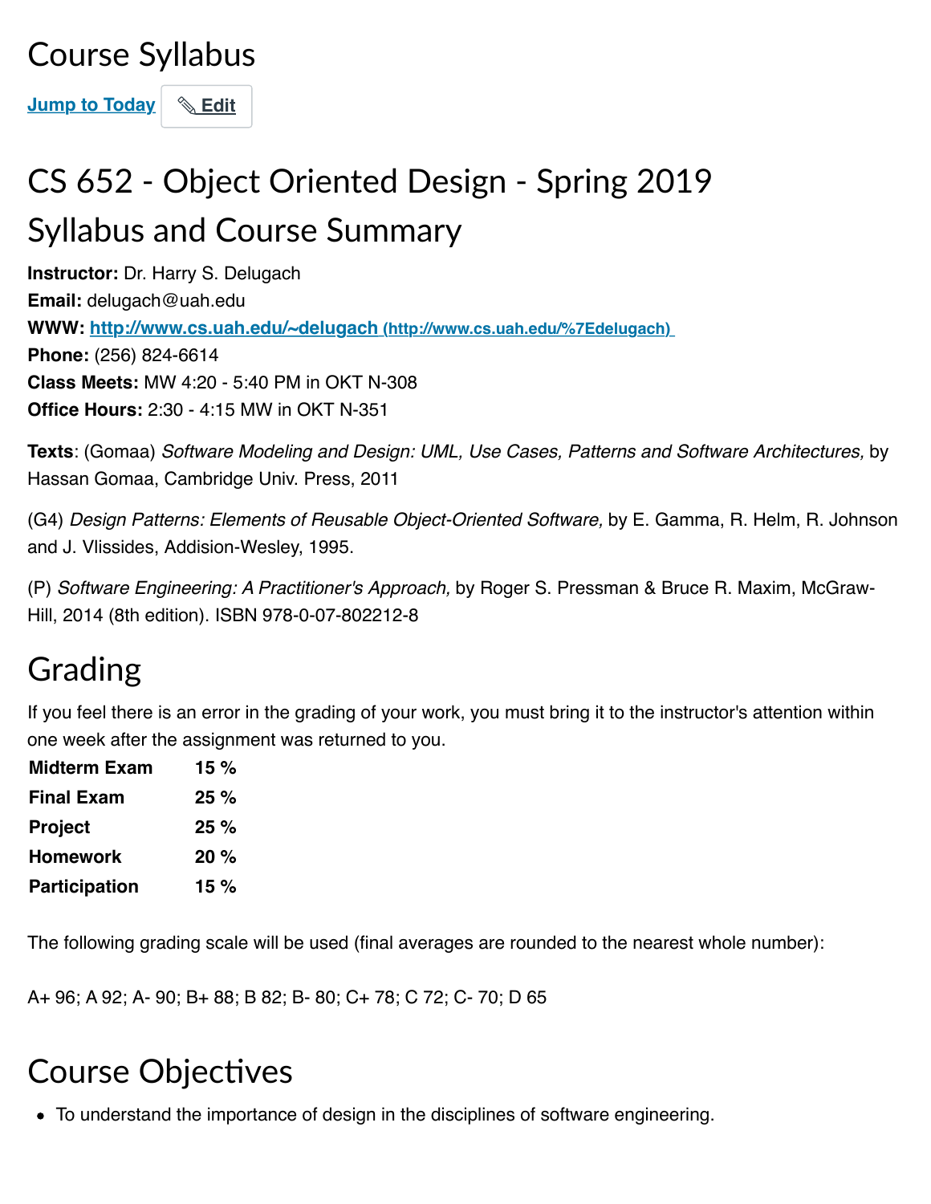# Course Syllabus

[Jump to Today](#) Edit

## CS 652 - Object Oriented Design - Spring 2019

## Syllabus and Course Summary

**Instructor:** Dr. Harry S. Delugach
**Email:** delugach@uah.edu
**WWW:** [http://www.cs.uah.edu/~delugach](http://www.cs.uah.edu/%7Edelugach) (http://www.cs.uah.edu/%7Edelugach)
**Phone:** (256) 824-6614
**Class Meets:** MW 4:20 - 5:40 PM in OKT N-308
**Office Hours:** 2:30 - 4:15 MW in OKT N-351

**Texts**: (Gomaa) *Software Modeling and Design: UML, Use Cases, Patterns and Software Architectures,* by Hassan Gomaa, Cambridge Univ. Press, 2011

(G4) *Design Patterns: Elements of Reusable Object-Oriented Software,* by E. Gamma, R. Helm, R. Johnson and J. Vlissides, Addision-Wesley, 1995.

(P) *Software Engineering: A Practitioner's Approach,* by Roger S. Pressman & Bruce R. Maxim, McGraw-Hill, 2014 (8th edition). ISBN 978-0-07-802212-8

## Grading

If you feel there is an error in the grading of your work, you must bring it to the instructor's attention within one week after the assignment was returned to you.

| | |
|---|---|
| **Midterm Exam** | **15 %** |
| **Final Exam** | **25 %** |
| **Project** | **25 %** |
| **Homework** | **20 %** |
| **Participation** | **15 %** |

The following grading scale will be used (final averages are rounded to the nearest whole number):

A+ 96; A 92; A- 90; B+ 88; B 82; B- 80; C+ 78; C 72; C- 70; D 65

## Course Objectives

- To understand the importance of design in the disciplines of software engineering.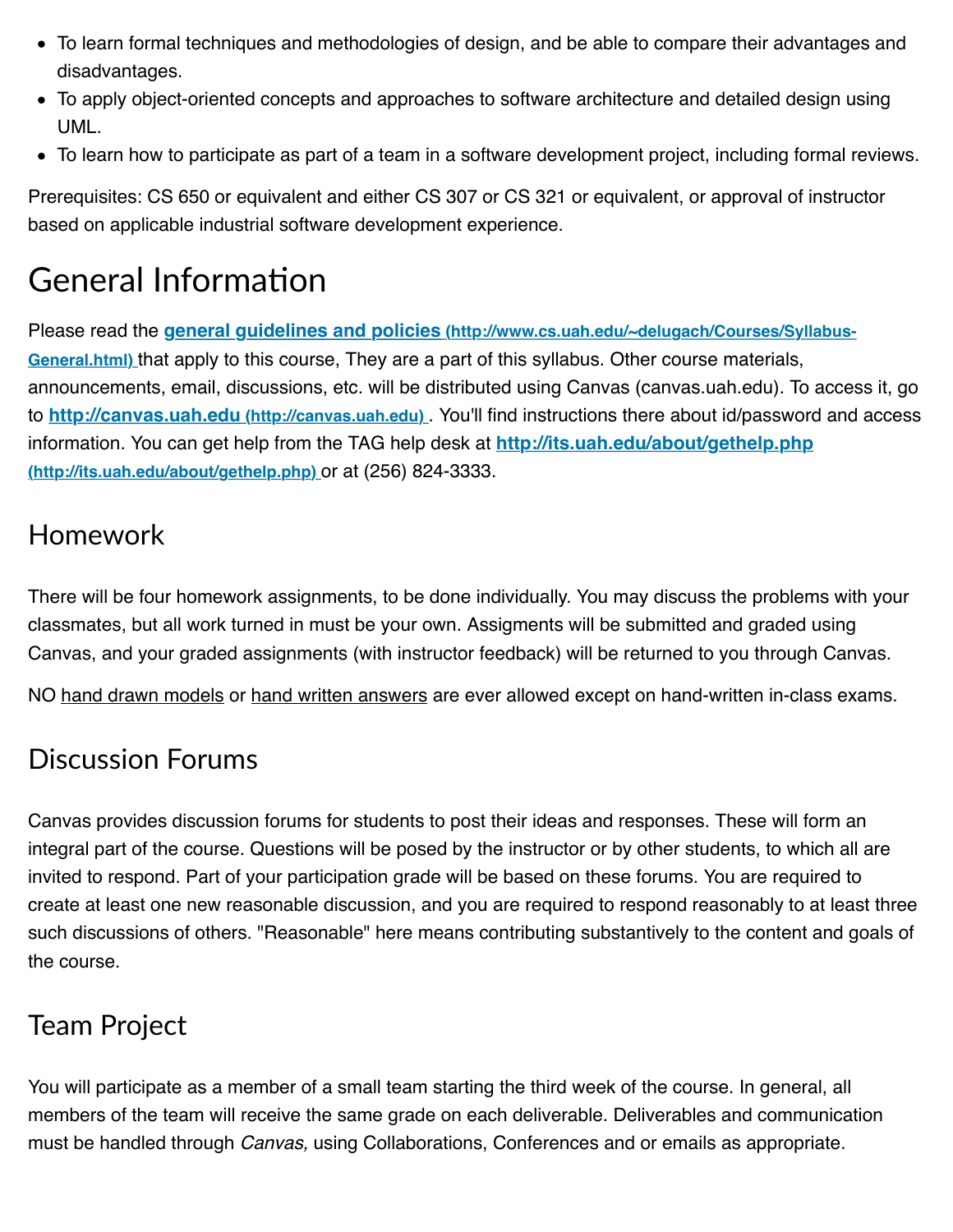- To learn formal techniques and methodologies of design, and be able to compare their advantages and disadvantages.
- To apply object-oriented concepts and approaches to software architecture and detailed design using UML.
- To learn how to participate as part of a team in a software development project, including formal reviews.

Prerequisites: CS 650 or equivalent and either CS 307 or CS 321 or equivalent, or approval of instructor based on applicable industrial software development experience.

# General Information

Please read the **general guidelines and policies** (http://www.cs.uah.edu/~delugach/Courses/Syllabus-General.html) that apply to this course, They are a part of this syllabus. Other course materials, announcements, email, discussions, etc. will be distributed using Canvas (canvas.uah.edu). To access it, go to **http://canvas.uah.edu** (http://canvas.uah.edu) . You'll find instructions there about id/password and access information. You can get help from the TAG help desk at **http://its.uah.edu/about/gethelp.php** (http://its.uah.edu/about/gethelp.php) or at (256) 824-3333.

## Homework

There will be four homework assignments, to be done individually. You may discuss the problems with your classmates, but all work turned in must be your own. Assigments will be submitted and graded using Canvas, and your graded assignments (with instructor feedback) will be returned to you through Canvas.

NO hand drawn models or hand written answers are ever allowed except on hand-written in-class exams.

## Discussion Forums

Canvas provides discussion forums for students to post their ideas and responses. These will form an integral part of the course. Questions will be posed by the instructor or by other students, to which all are invited to respond. Part of your participation grade will be based on these forums. You are required to create at least one new reasonable discussion, and you are required to respond reasonably to at least three such discussions of others. "Reasonable" here means contributing substantively to the content and goals of the course.

## Team Project

You will participate as a member of a small team starting the third week of the course. In general, all members of the team will receive the same grade on each deliverable. Deliverables and communication must be handled through *Canvas,* using Collaborations, Conferences and or emails as appropriate.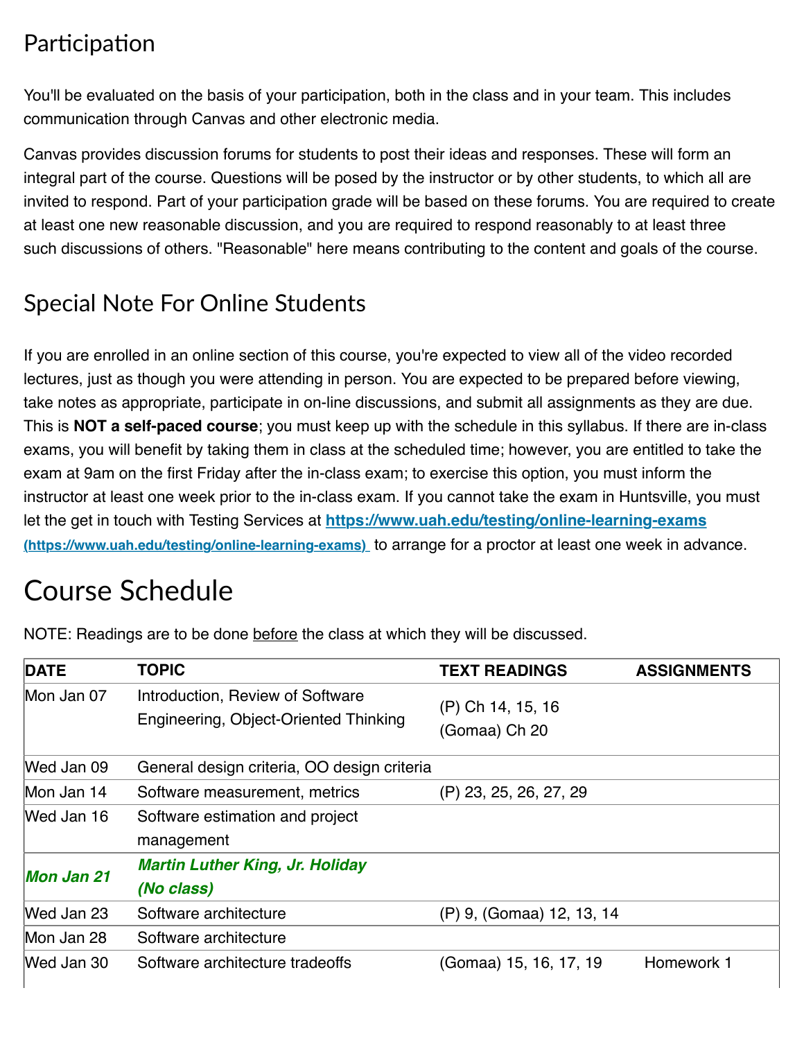## Participation

You'll be evaluated on the basis of your participation, both in the class and in your team. This includes communication through Canvas and other electronic media.

Canvas provides discussion forums for students to post their ideas and responses. These will form an integral part of the course. Questions will be posed by the instructor or by other students, to which all are invited to respond. Part of your participation grade will be based on these forums. You are required to create at least one new reasonable discussion, and you are required to respond reasonably to at least three such discussions of others. "Reasonable" here means contributing to the content and goals of the course.

## Special Note For Online Students

If you are enrolled in an online section of this course, you're expected to view all of the video recorded lectures, just as though you were attending in person. You are expected to be prepared before viewing, take notes as appropriate, participate in on-line discussions, and submit all assignments as they are due. This is **NOT a self-paced course**; you must keep up with the schedule in this syllabus. If there are in-class exams, you will benefit by taking them in class at the scheduled time; however, you are entitled to take the exam at 9am on the first Friday after the in-class exam; to exercise this option, you must inform the instructor at least one week prior to the in-class exam. If you cannot take the exam in Huntsville, you must let the get in touch with Testing Services at **https://www.uah.edu/testing/online-learning-exams** (https://www.uah.edu/testing/online-learning-exams) to arrange for a proctor at least one week in advance.

# Course Schedule

NOTE: Readings are to be done before the class at which they will be discussed.

| DATE | TOPIC | TEXT READINGS | ASSIGNMENTS |
|---|---|---|---|
| Mon Jan 07 | Introduction, Review of Software Engineering, Object-Oriented Thinking | (P) Ch 14, 15, 16<br>(Gomaa) Ch 20 | |
| Wed Jan 09 | General design criteria, OO design criteria | | |
| Mon Jan 14 | Software measurement, metrics | (P) 23, 25, 26, 27, 29 | |
| Wed Jan 16 | Software estimation and project management | | |
| ***Mon Jan 21*** | ***Martin Luther King, Jr. Holiday (No class)*** | | |
| Wed Jan 23 | Software architecture | (P) 9, (Gomaa) 12, 13, 14 | |
| Mon Jan 28 | Software architecture | | |
| Wed Jan 30 | Software architecture tradeoffs | (Gomaa) 15, 16, 17, 19 | Homework 1 |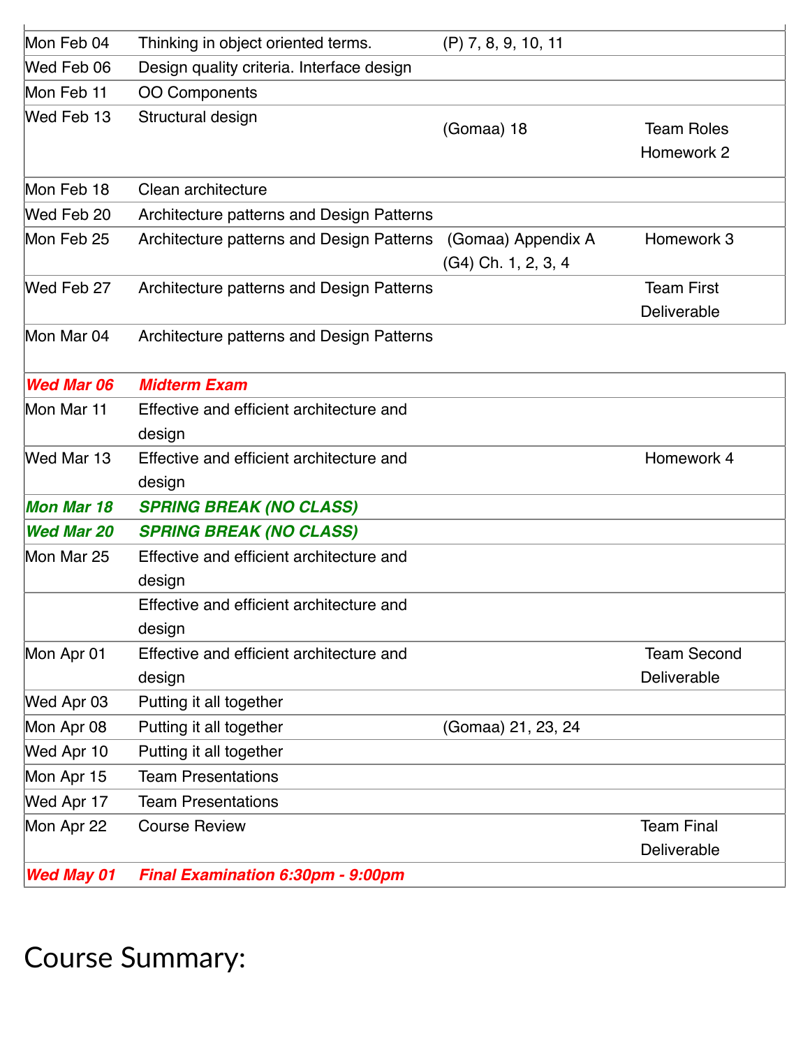| | | | |
|---|---|---|---|
| Mon Feb 04 | Thinking in object oriented terms. | (P) 7, 8, 9, 10, 11 | |
| Wed Feb 06 | Design quality criteria. Interface design | | |
| Mon Feb 11 | OO Components | | |
| Wed Feb 13 | Structural design | (Gomaa) 18 | Team Roles Homework 2 |
| Mon Feb 18 | Clean architecture | | |
| Wed Feb 20 | Architecture patterns and Design Patterns | | |
| Mon Feb 25 | Architecture patterns and Design Patterns | (Gomaa) Appendix A (G4) Ch. 1, 2, 3, 4 | Homework 3 |
| Wed Feb 27 | Architecture patterns and Design Patterns | | Team First Deliverable |
| Mon Mar 04 | Architecture patterns and Design Patterns | | |
| ***Wed Mar 06*** | ***Midterm Exam*** | | |
| Mon Mar 11 | Effective and efficient architecture and design | | |
| Wed Mar 13 | Effective and efficient architecture and design | | Homework 4 |
| ***Mon Mar 18*** | ***SPRING BREAK (NO CLASS)*** | | |
| ***Wed Mar 20*** | ***SPRING BREAK (NO CLASS)*** | | |
| Mon Mar 25 | Effective and efficient architecture and design | | |
| | Effective and efficient architecture and design | | |
| Mon Apr 01 | Effective and efficient architecture and design | | Team Second Deliverable |
| Wed Apr 03 | Putting it all together | | |
| Mon Apr 08 | Putting it all together | (Gomaa) 21, 23, 24 | |
| Wed Apr 10 | Putting it all together | | |
| Mon Apr 15 | Team Presentations | | |
| Wed Apr 17 | Team Presentations | | |
| Mon Apr 22 | Course Review | | Team Final Deliverable |
| ***Wed May 01*** | ***Final Examination 6:30pm - 9:00pm*** | | |

# Course Summary: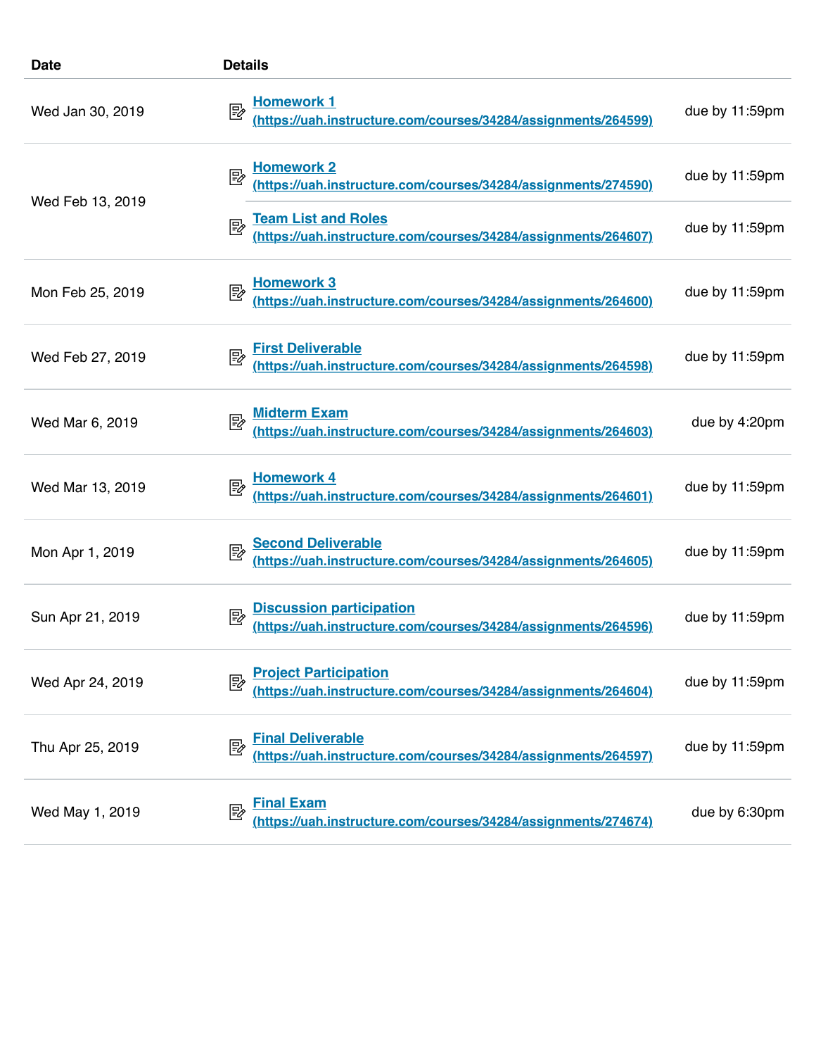| Date | Details | |
|---|---|---|
| Wed Jan 30, 2019 | [Homework 1 (https://uah.instructure.com/courses/34284/assignments/264599)](https://uah.instructure.com/courses/34284/assignments/264599) | due by 11:59pm |
| Wed Feb 13, 2019 | [Homework 2 (https://uah.instructure.com/courses/34284/assignments/274590)](https://uah.instructure.com/courses/34284/assignments/274590) | due by 11:59pm |
| | [Team List and Roles (https://uah.instructure.com/courses/34284/assignments/264607)](https://uah.instructure.com/courses/34284/assignments/264607) | due by 11:59pm |
| Mon Feb 25, 2019 | [Homework 3 (https://uah.instructure.com/courses/34284/assignments/264600)](https://uah.instructure.com/courses/34284/assignments/264600) | due by 11:59pm |
| Wed Feb 27, 2019 | [First Deliverable (https://uah.instructure.com/courses/34284/assignments/264598)](https://uah.instructure.com/courses/34284/assignments/264598) | due by 11:59pm |
| Wed Mar 6, 2019 | [Midterm Exam (https://uah.instructure.com/courses/34284/assignments/264603)](https://uah.instructure.com/courses/34284/assignments/264603) | due by 4:20pm |
| Wed Mar 13, 2019 | [Homework 4 (https://uah.instructure.com/courses/34284/assignments/264601)](https://uah.instructure.com/courses/34284/assignments/264601) | due by 11:59pm |
| Mon Apr 1, 2019 | [Second Deliverable (https://uah.instructure.com/courses/34284/assignments/264605)](https://uah.instructure.com/courses/34284/assignments/264605) | due by 11:59pm |
| Sun Apr 21, 2019 | [Discussion participation (https://uah.instructure.com/courses/34284/assignments/264596)](https://uah.instructure.com/courses/34284/assignments/264596) | due by 11:59pm |
| Wed Apr 24, 2019 | [Project Participation (https://uah.instructure.com/courses/34284/assignments/264604)](https://uah.instructure.com/courses/34284/assignments/264604) | due by 11:59pm |
| Thu Apr 25, 2019 | [Final Deliverable (https://uah.instructure.com/courses/34284/assignments/264597)](https://uah.instructure.com/courses/34284/assignments/264597) | due by 11:59pm |
| Wed May 1, 2019 | [Final Exam (https://uah.instructure.com/courses/34284/assignments/274674)](https://uah.instructure.com/courses/34284/assignments/274674) | due by 6:30pm |